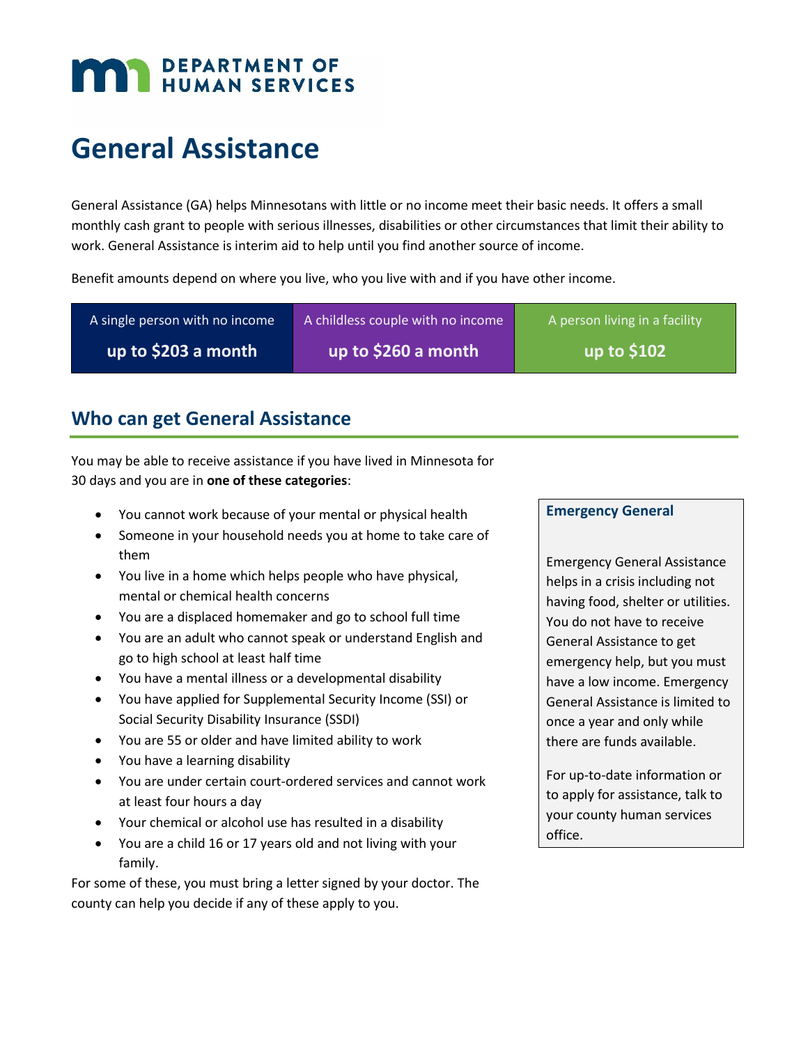DEPARTMENT OF HUMAN SERVICES

# General Assistance

General Assistance (GA) helps Minnesotans with little or no income meet their basic needs. It offers a small monthly cash grant to people with serious illnesses, disabilities or other circumstances that limit their ability to work. General Assistance is interim aid to help until you find another source of income.

Benefit amounts depend on where you live, who you live with and if you have other income.

| A single person with no income | A childless couple with no income | A person living in a facility |
|---|---|---|
| **up to $203 a month** | **up to $260 a month** | **up to $102** |

## Who can get General Assistance

You may be able to receive assistance if you have lived in Minnesota for 30 days and you are in **one of these categories**:

- You cannot work because of your mental or physical health
- Someone in your household needs you at home to take care of them
- You live in a home which helps people who have physical, mental or chemical health concerns
- You are a displaced homemaker and go to school full time
- You are an adult who cannot speak or understand English and go to high school at least half time
- You have a mental illness or a developmental disability
- You have applied for Supplemental Security Income (SSI) or Social Security Disability Insurance (SSDI)
- You are 55 or older and have limited ability to work
- You have a learning disability
- You are under certain court-ordered services and cannot work at least four hours a day
- Your chemical or alcohol use has resulted in a disability
- You are a child 16 or 17 years old and not living with your family.

For some of these, you must bring a letter signed by your doctor. The county can help you decide if any of these apply to you.

### Emergency General

Emergency General Assistance helps in a crisis including not having food, shelter or utilities. You do not have to receive General Assistance to get emergency help, but you must have a low income. Emergency General Assistance is limited to once a year and only while there are funds available.

For up-to-date information or to apply for assistance, talk to your county human services office.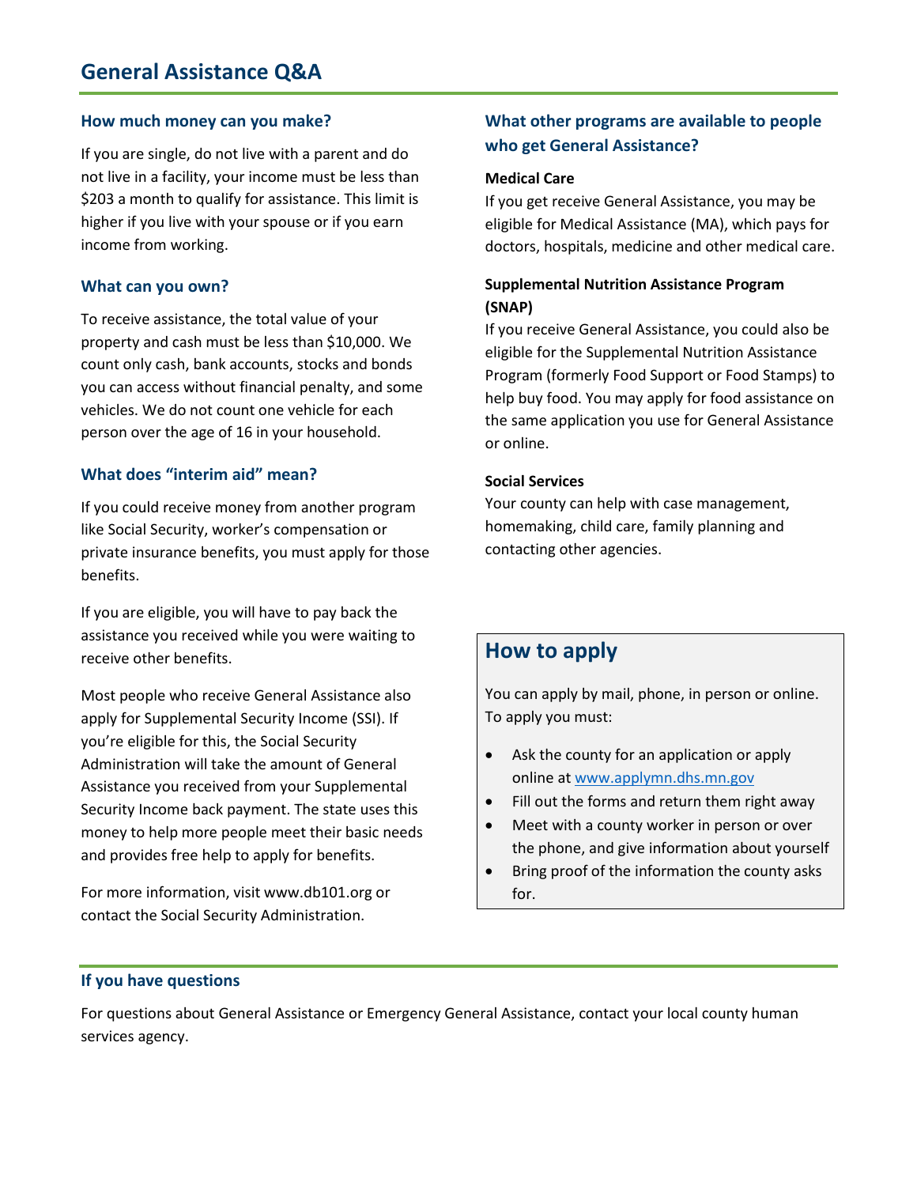# General Assistance Q&A

## How much money can you make?

If you are single, do not live with a parent and do not live in a facility, your income must be less than $203 a month to qualify for assistance. This limit is higher if you live with your spouse or if you earn income from working.

## What can you own?

To receive assistance, the total value of your property and cash must be less than $10,000. We count only cash, bank accounts, stocks and bonds you can access without financial penalty, and some vehicles. We do not count one vehicle for each person over the age of 16 in your household.

## What does "interim aid" mean?

If you could receive money from another program like Social Security, worker's compensation or private insurance benefits, you must apply for those benefits.

If you are eligible, you will have to pay back the assistance you received while you were waiting to receive other benefits.

Most people who receive General Assistance also apply for Supplemental Security Income (SSI). If you're eligible for this, the Social Security Administration will take the amount of General Assistance you received from your Supplemental Security Income back payment. The state uses this money to help more people meet their basic needs and provides free help to apply for benefits.

For more information, visit www.db101.org or contact the Social Security Administration.

## What other programs are available to people who get General Assistance?

**Medical Care**

If you get receive General Assistance, you may be eligible for Medical Assistance (MA), which pays for doctors, hospitals, medicine and other medical care.

**Supplemental Nutrition Assistance Program (SNAP)**

If you receive General Assistance, you could also be eligible for the Supplemental Nutrition Assistance Program (formerly Food Support or Food Stamps) to help buy food. You may apply for food assistance on the same application you use for General Assistance or online.

**Social Services**

Your county can help with case management, homemaking, child care, family planning and contacting other agencies.

## How to apply

You can apply by mail, phone, in person or online. To apply you must:

- Ask the county for an application or apply online at [www.applymn.dhs.mn.gov](www.applymn.dhs.mn.gov)
- Fill out the forms and return them right away
- Meet with a county worker in person or over the phone, and give information about yourself
- Bring proof of the information the county asks for.

## If you have questions

For questions about General Assistance or Emergency General Assistance, contact your local county human services agency.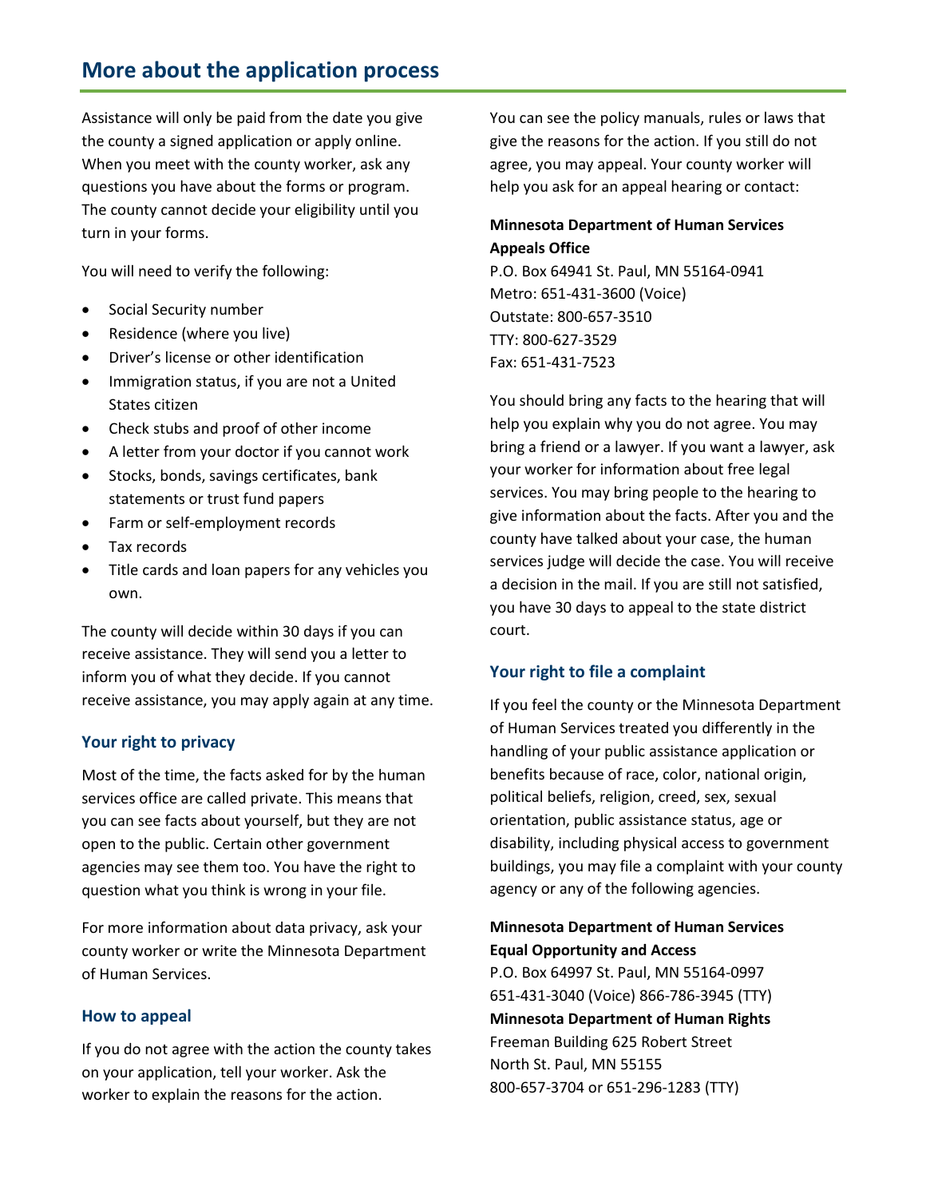## More about the application process

Assistance will only be paid from the date you give the county a signed application or apply online. When you meet with the county worker, ask any questions you have about the forms or program. The county cannot decide your eligibility until you turn in your forms.

You will need to verify the following:

- Social Security number
- Residence (where you live)
- Driver's license or other identification
- Immigration status, if you are not a United States citizen
- Check stubs and proof of other income
- A letter from your doctor if you cannot work
- Stocks, bonds, savings certificates, bank statements or trust fund papers
- Farm or self-employment records
- Tax records
- Title cards and loan papers for any vehicles you own.

The county will decide within 30 days if you can receive assistance. They will send you a letter to inform you of what they decide. If you cannot receive assistance, you may apply again at any time.

### Your right to privacy

Most of the time, the facts asked for by the human services office are called private. This means that you can see facts about yourself, but they are not open to the public. Certain other government agencies may see them too. You have the right to question what you think is wrong in your file.

For more information about data privacy, ask your county worker or write the Minnesota Department of Human Services.

### How to appeal

If you do not agree with the action the county takes on your application, tell your worker. Ask the worker to explain the reasons for the action.

You can see the policy manuals, rules or laws that give the reasons for the action. If you still do not agree, you may appeal. Your county worker will help you ask for an appeal hearing or contact:

**Minnesota Department of Human Services Appeals Office**
P.O. Box 64941 St. Paul, MN 55164-0941
Metro: 651-431-3600 (Voice)
Outstate: 800-657-3510
TTY: 800-627-3529
Fax: 651-431-7523

You should bring any facts to the hearing that will help you explain why you do not agree. You may bring a friend or a lawyer. If you want a lawyer, ask your worker for information about free legal services. You may bring people to the hearing to give information about the facts. After you and the county have talked about your case, the human services judge will decide the case. You will receive a decision in the mail. If you are still not satisfied, you have 30 days to appeal to the state district court.

### Your right to file a complaint

If you feel the county or the Minnesota Department of Human Services treated you differently in the handling of your public assistance application or benefits because of race, color, national origin, political beliefs, religion, creed, sex, sexual orientation, public assistance status, age or disability, including physical access to government buildings, you may file a complaint with your county agency or any of the following agencies.

**Minnesota Department of Human Services Equal Opportunity and Access**
P.O. Box 64997 St. Paul, MN 55164-0997
651-431-3040 (Voice) 866-786-3945 (TTY)

**Minnesota Department of Human Rights**
Freeman Building 625 Robert Street
North St. Paul, MN 55155
800-657-3704 or 651-296-1283 (TTY)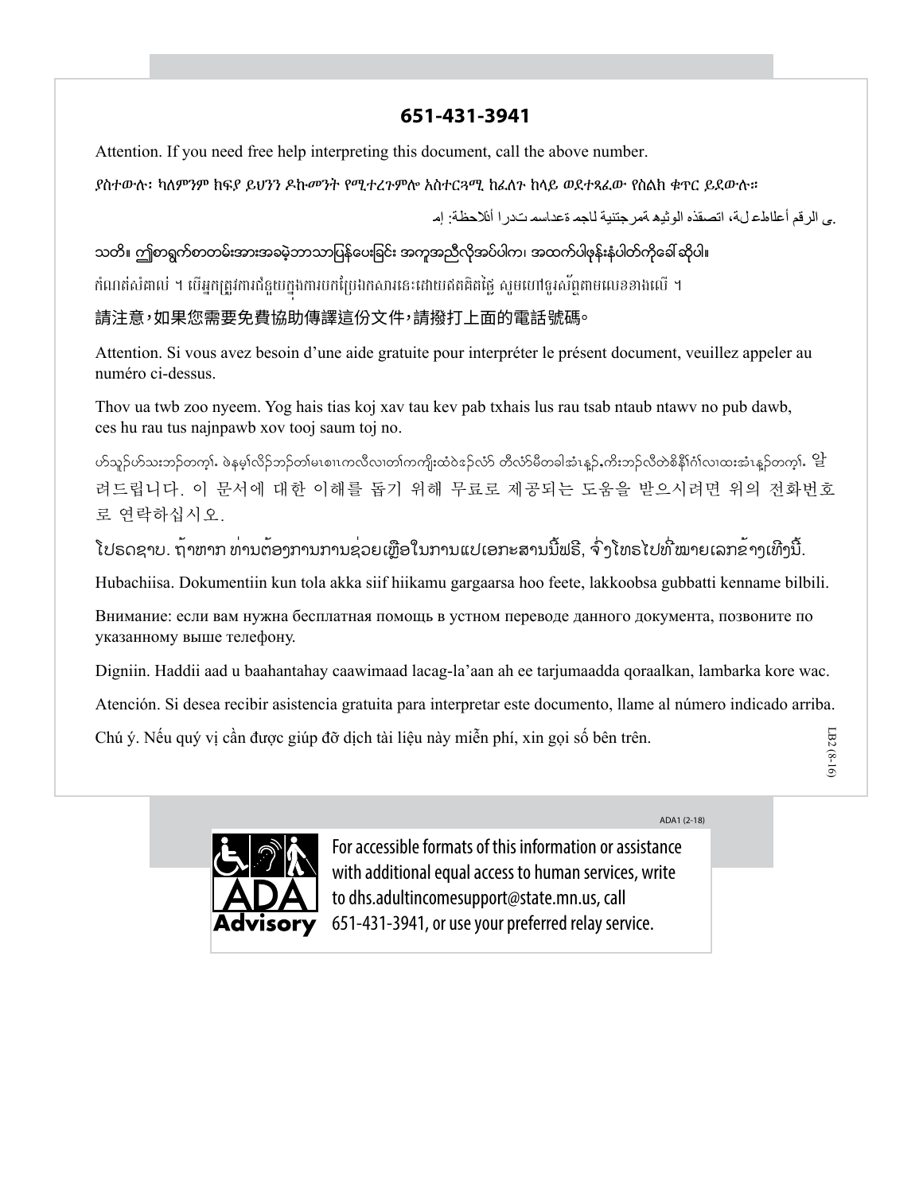**651-431-3941**

Attention. If you need free help interpreting this document, call the above number.

ያስተውሉ፡ ካለምንም ክፍያ ይህንን ዶኩመንት የሚተረጉምሎ አስተርጓሚ ከፈለጉ ከላይ ወደተጻፈው የስልክ ቁጥር ይደውሉ።

ملاحظة: إذا أردت مساعدة مجانية لترجمة هذه الوثيقة، اتصل على الرقم أعلاه.

သတိ။ ဤစာရွက်စာတမ်းအားအခမဲ့ဘာသာပြန်ပေးခြင်း အကူအညီလိုအပ်ပါက၊ အထက်ပါဖုန်းနံပါတ်ကိုခေါ်ဆိုပါ။

កំណត់សំគាល់ ។ បើអ្នកត្រូវការជំនួយក្នុងការបកប្រែឯកសារនេះដោយឥតគិតថ្លៃ សូមហៅទូរស័ព្ទតាមលេខខាងលើ ។

請注意，如果您需要免費協助傳譯這份文件，請撥打上面的電話號碼。

Attention. Si vous avez besoin d'une aide gratuite pour interpréter le présent document, veuillez appeler au numéro ci-dessus.

Thov ua twb zoo nyeem. Yog hais tias koj xav tau kev pab txhais lus rau tsab ntaub ntawv no pub dawb, ces hu rau tus najnpawb xov tooj saum toj no.

ဟ်သူဉ်ဟ်သးဘဉ်တက့ၢ်. ဖဲနမ့ၢ်လိဉ်ဘဉ်တၢ်မၤစၢၤကလီလၢတၢ်ကကျိးထံဝဲဒဉ်လံာ်တီလံာ်မီတခါအံၤန့ဉ်,ကိးဘဉ်လီတဲစိနီၣ်ဂံၢ်လၢထးအံၤန့ဉ်တက့ၢ်.

알려드립니다. 이 문서에 대한 이해를 돕기 위해 무료로 제공되는 도움을 받으시려면 위의 전화번호로 연락하십시오.

ໂປຣດຊາບ. ຖ້າຫາກ ທ່ານຕ້ອງການການຊ່ວຍເຫຼືອໃນການແປເອກະສານນີ້ຟຣີ, ຈົ່ງໂທຣໄປທີ່ໝາຍເລກຂ້າງເທີງນີ້.

Hubachiisa. Dokumentiin kun tola akka siif hiikamu gargaarsa hoo feete, lakkoobsa gubbatti kenname bilbili.

Внимание: если вам нужна бесплатная помощь в устном переводе данного документа, позвоните по указанному выше телефону.

Digniin. Haddii aad u baahantahay caawimaad lacag-la'aan ah ee tarjumaadda qoraalkan, lambarka kore wac.

Atención. Si desea recibir asistencia gratuita para interpretar este documento, llame al número indicado arriba.

Chú ý. Nếu quý vị cần được giúp đỡ dịch tài liệu này miễn phí, xin gọi số bên trên.

LB2 (8-16)

ADA1 (2-18)

ADA Advisory

For accessible formats of this information or assistance with additional equal access to human services, write to dhs.adultincomesupport@state.mn.us, call 651-431-3941, or use your preferred relay service.